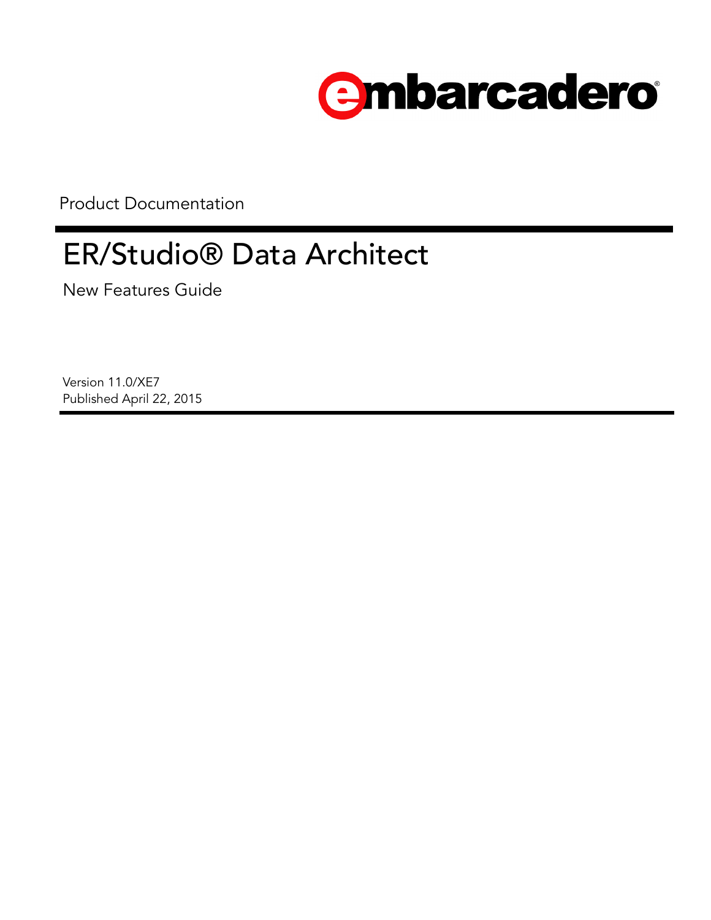embarcadero®

Product Documentation

# ER/Studio® Data Architect

New Features Guide

Version 11.0/XE7
Published April 22, 2015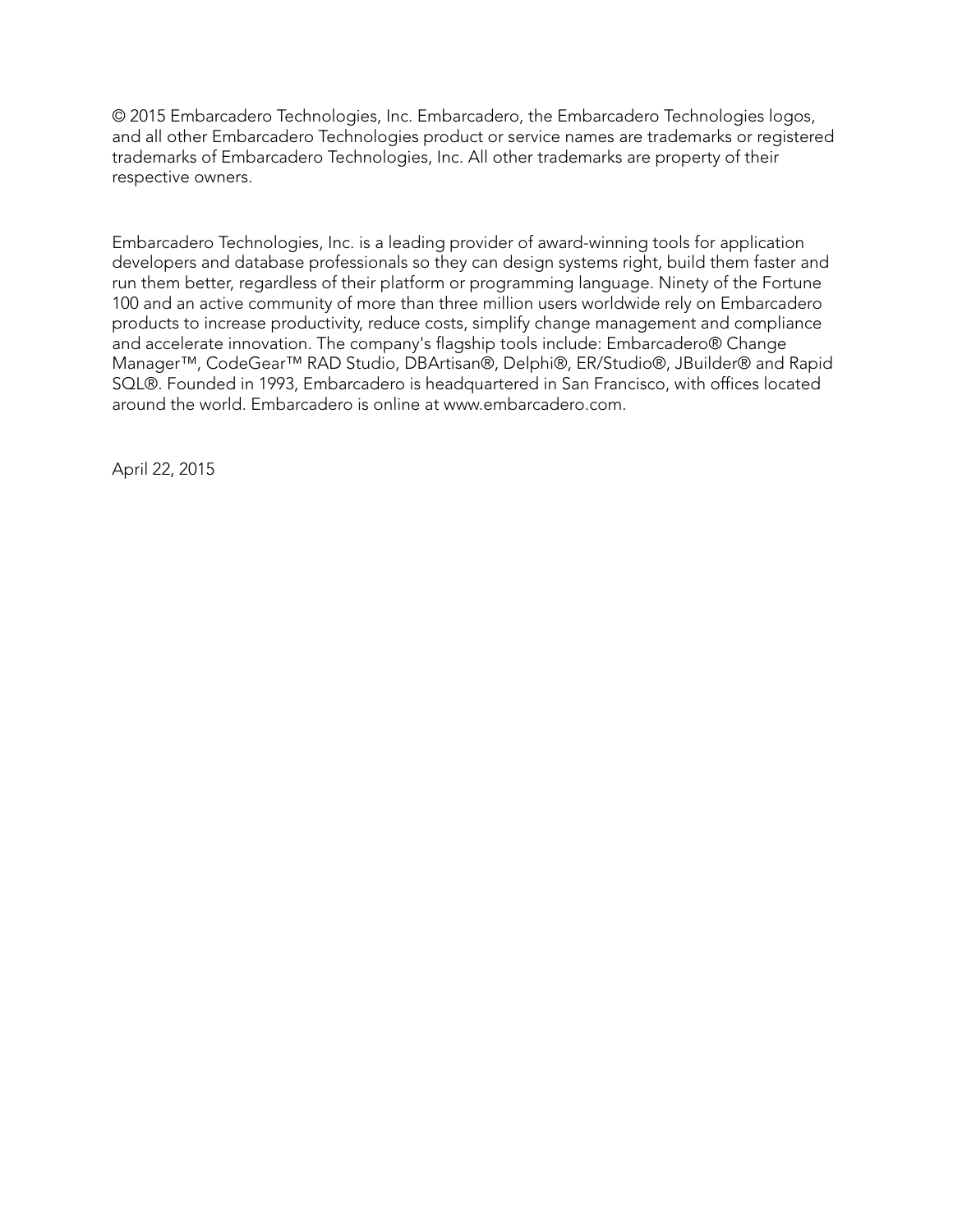© 2015 Embarcadero Technologies, Inc. Embarcadero, the Embarcadero Technologies logos, and all other Embarcadero Technologies product or service names are trademarks or registered trademarks of Embarcadero Technologies, Inc. All other trademarks are property of their respective owners.

Embarcadero Technologies, Inc. is a leading provider of award-winning tools for application developers and database professionals so they can design systems right, build them faster and run them better, regardless of their platform or programming language. Ninety of the Fortune 100 and an active community of more than three million users worldwide rely on Embarcadero products to increase productivity, reduce costs, simplify change management and compliance and accelerate innovation. The company's flagship tools include: Embarcadero® Change Manager™, CodeGear™ RAD Studio, DBArtisan®, Delphi®, ER/Studio®, JBuilder® and Rapid SQL®. Founded in 1993, Embarcadero is headquartered in San Francisco, with offices located around the world. Embarcadero is online at www.embarcadero.com.

April 22, 2015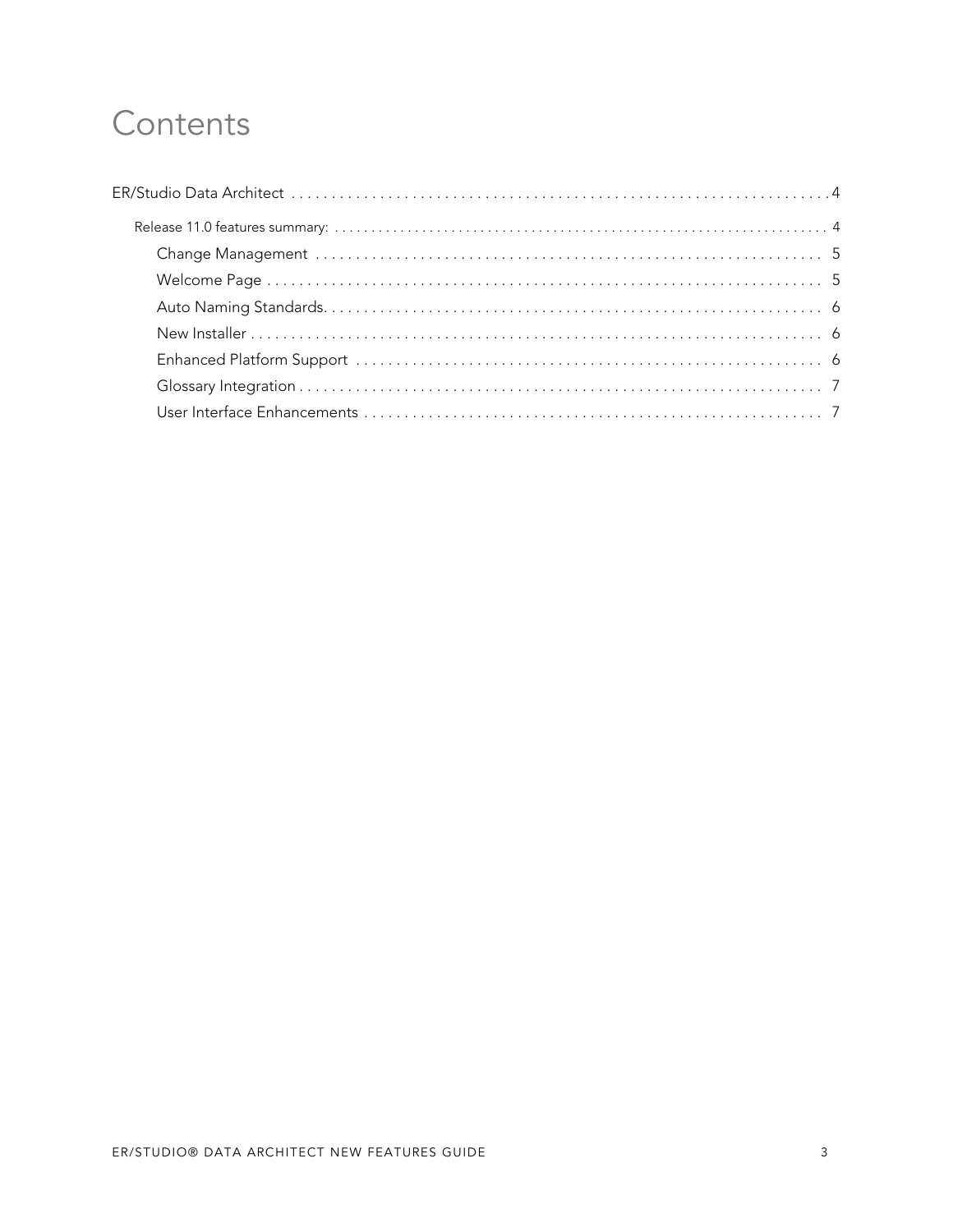# Contents

ER/Studio Data Architect . . . . . . . . . . . . . . . . . . . . . . . . . . . . . . . . . . . . . . . . . . . . . . . . . . . . . . . . . . . . . . . . . 4

- Release 11.0 features summary: . . . . . . . . . . . . . . . . . . . . . . . . . . . . . . . . . . . . . . . . . . . . . . . . . . . . . . . . . . . . . 4
  - Change Management . . . . . . . . . . . . . . . . . . . . . . . . . . . . . . . . . . . . . . . . . . . . . . . . . . . . . . . . . . . . . . 5
  - Welcome Page . . . . . . . . . . . . . . . . . . . . . . . . . . . . . . . . . . . . . . . . . . . . . . . . . . . . . . . . . . . . . . . . . . . 5
  - Auto Naming Standards. . . . . . . . . . . . . . . . . . . . . . . . . . . . . . . . . . . . . . . . . . . . . . . . . . . . . . . . . . . . . 6
  - New Installer . . . . . . . . . . . . . . . . . . . . . . . . . . . . . . . . . . . . . . . . . . . . . . . . . . . . . . . . . . . . . . . . . . . . 6
  - Enhanced Platform Support . . . . . . . . . . . . . . . . . . . . . . . . . . . . . . . . . . . . . . . . . . . . . . . . . . . . . . . . . 6
  - Glossary Integration . . . . . . . . . . . . . . . . . . . . . . . . . . . . . . . . . . . . . . . . . . . . . . . . . . . . . . . . . . . . . . . 7
  - User Interface Enhancements . . . . . . . . . . . . . . . . . . . . . . . . . . . . . . . . . . . . . . . . . . . . . . . . . . . . . . . 7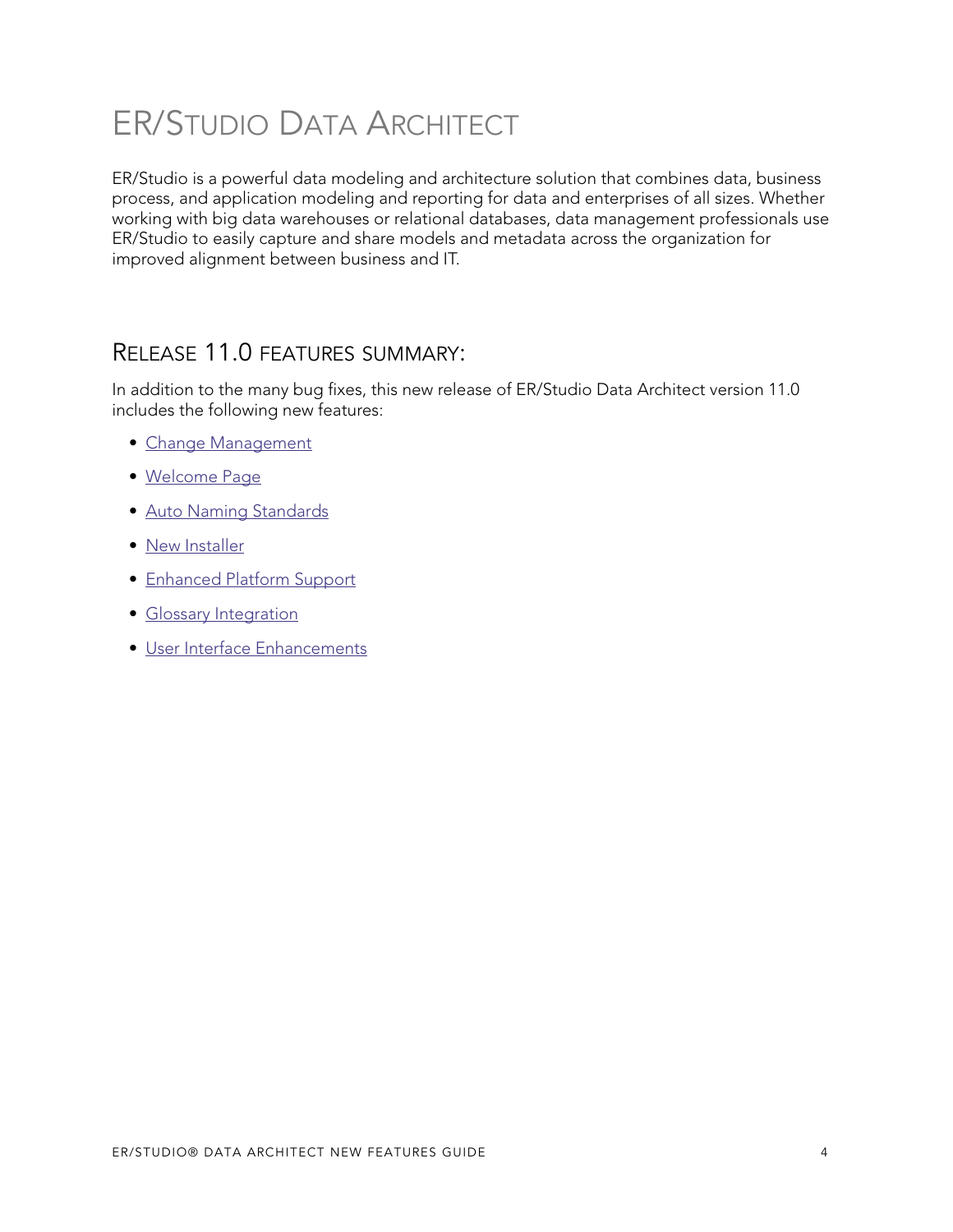# ER/Studio Data Architect

ER/Studio is a powerful data modeling and architecture solution that combines data, business process, and application modeling and reporting for data and enterprises of all sizes. Whether working with big data warehouses or relational databases, data management professionals use ER/Studio to easily capture and share models and metadata across the organization for improved alignment between business and IT.

## Release 11.0 features summary:

In addition to the many bug fixes, this new release of ER/Studio Data Architect version 11.0 includes the following new features:

- Change Management
- Welcome Page
- Auto Naming Standards
- New Installer
- Enhanced Platform Support
- Glossary Integration
- User Interface Enhancements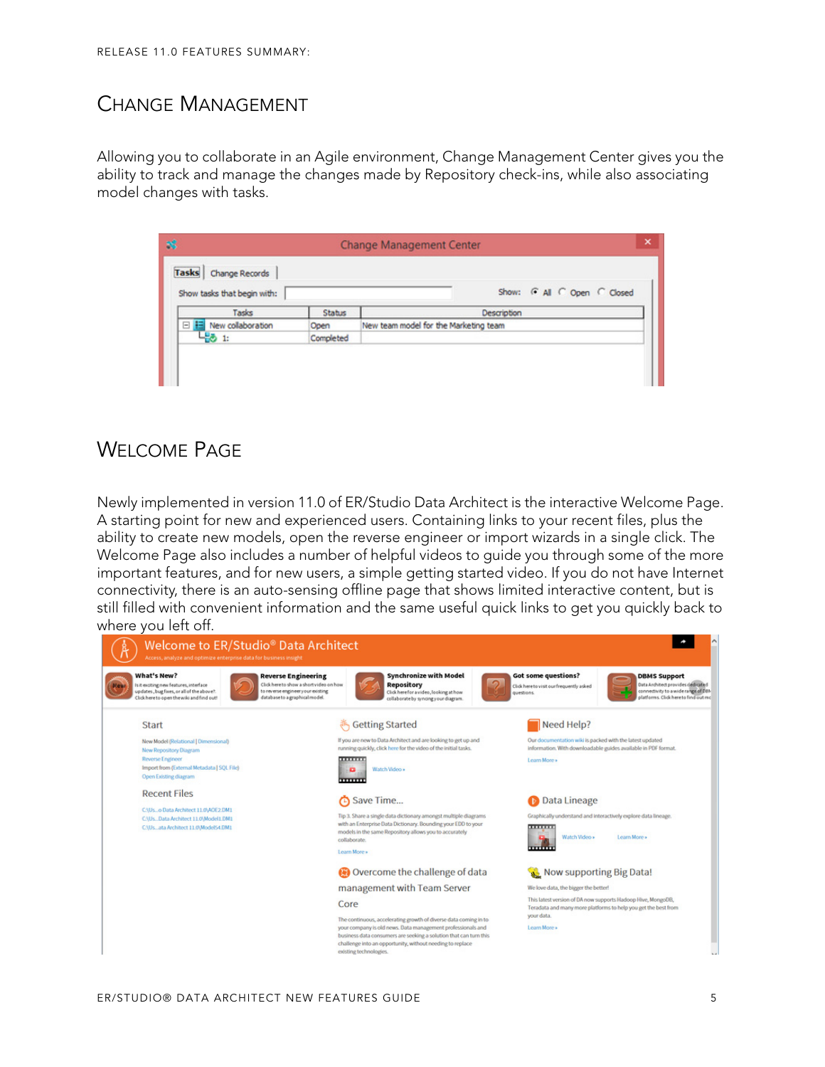## Change Management

Allowing you to collaborate in an Agile environment, Change Management Center gives you the ability to track and manage the changes made by Repository check-ins, while also associating model changes with tasks.

## Welcome Page

Newly implemented in version 11.0 of ER/Studio Data Architect is the interactive Welcome Page. A starting point for new and experienced users. Containing links to your recent files, plus the ability to create new models, open the reverse engineer or import wizards in a single click. The Welcome Page also includes a number of helpful videos to guide you through some of the more important features, and for new users, a simple getting started video. If you do not have Internet connectivity, there is an auto-sensing offline page that shows limited interactive content, but is still filled with convenient information and the same useful quick links to get you quickly back to where you left off.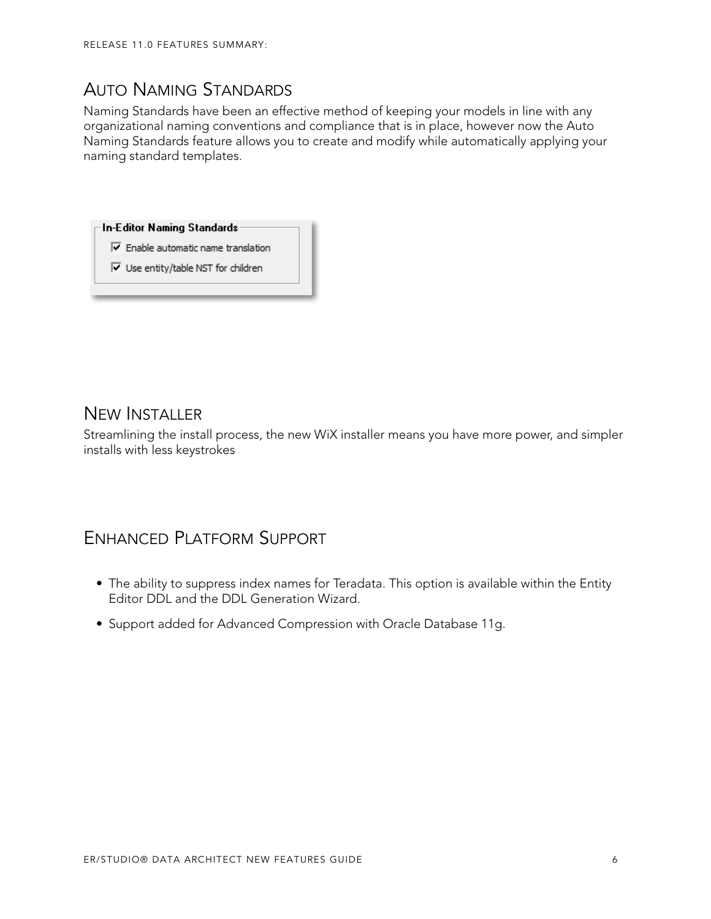## Auto Naming Standards

Naming Standards have been an effective method of keeping your models in line with any organizational naming conventions and compliance that is in place, however now the Auto Naming Standards feature allows you to create and modify while automatically applying your naming standard templates.

**In-Editor Naming Standards**

- ☑ Enable automatic name translation
- ☑ Use entity/table NST for children

## New Installer

Streamlining the install process, the new WiX installer means you have more power, and simpler installs with less keystrokes

## Enhanced Platform Support

- The ability to suppress index names for Teradata. This option is available within the Entity Editor DDL and the DDL Generation Wizard.
- Support added for Advanced Compression with Oracle Database 11g.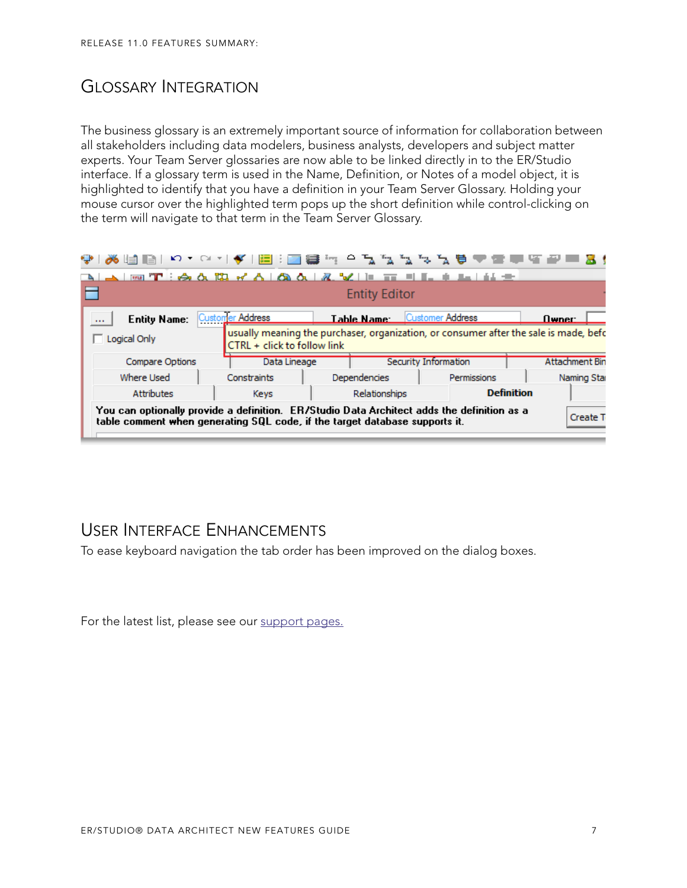## Glossary Integration

The business glossary is an extremely important source of information for collaboration between all stakeholders including data modelers, business analysts, developers and subject matter experts. Your Team Server glossaries are now able to be linked directly in to the ER/Studio interface. If a glossary term is used in the Name, Definition, or Notes of a model object, it is highlighted to identify that you have a definition in your Team Server Glossary. Holding your mouse cursor over the highlighted term pops up the short definition while control-clicking on the term will navigate to that term in the Team Server Glossary.

## User Interface Enhancements

To ease keyboard navigation the tab order has been improved on the dialog boxes.

For the latest list, please see our support pages.